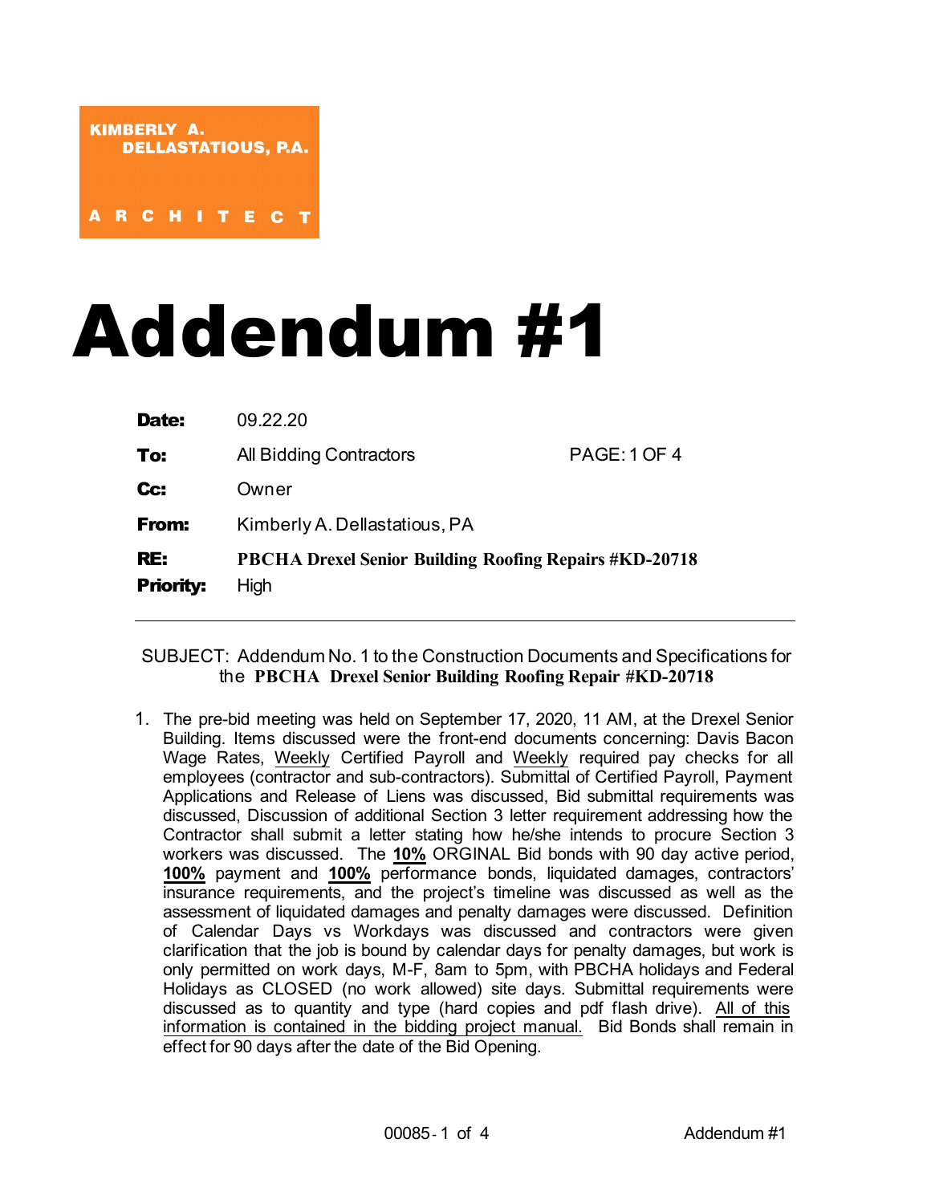**KIMBERLY A. DELLASTATIOUS, P.A.**

**ARCHITECT**

# Addendum #1

| | | |
|---|---|---|
| **Date:** | 09.22.20 | |
| **To:** | All Bidding Contractors | PAGE: 1 OF 4 |
| **Cc:** | Owner | |
| **From:** | Kimberly A. Dellastatious, PA | |
| **RE:** | **PBCHA Drexel Senior Building Roofing Repairs #KD-20718** | |
| **Priority:** | High | |

---

SUBJECT: Addendum No. 1 to the Construction Documents and Specifications for the **PBCHA Drexel Senior Building Roofing Repair #KD-20718**

1. The pre-bid meeting was held on September 17, 2020, 11 AM, at the Drexel Senior Building. Items discussed were the front-end documents concerning: Davis Bacon Wage Rates, <u>Weekly</u> Certified Payroll and <u>Weekly</u> required pay checks for all employees (contractor and sub-contractors). Submittal of Certified Payroll, Payment Applications and Release of Liens was discussed, Bid submittal requirements was discussed, Discussion of additional Section 3 letter requirement addressing how the Contractor shall submit a letter stating how he/she intends to procure Section 3 workers was discussed. The **<u>10%</u>** ORGINAL Bid bonds with 90 day active period, **<u>100%</u>** payment and **<u>100%</u>** performance bonds, liquidated damages, contractors' insurance requirements, and the project's timeline was discussed as well as the assessment of liquidated damages and penalty damages were discussed. Definition of Calendar Days vs Workdays was discussed and contractors were given clarification that the job is bound by calendar days for penalty damages, but work is only permitted on work days, M-F, 8am to 5pm, with PBCHA holidays and Federal Holidays as CLOSED (no work allowed) site days. Submittal requirements were discussed as to quantity and type (hard copies and pdf flash drive). <u>All of this information is contained in the bidding project manual.</u> Bid Bonds shall remain in effect for 90 days after the date of the Bid Opening.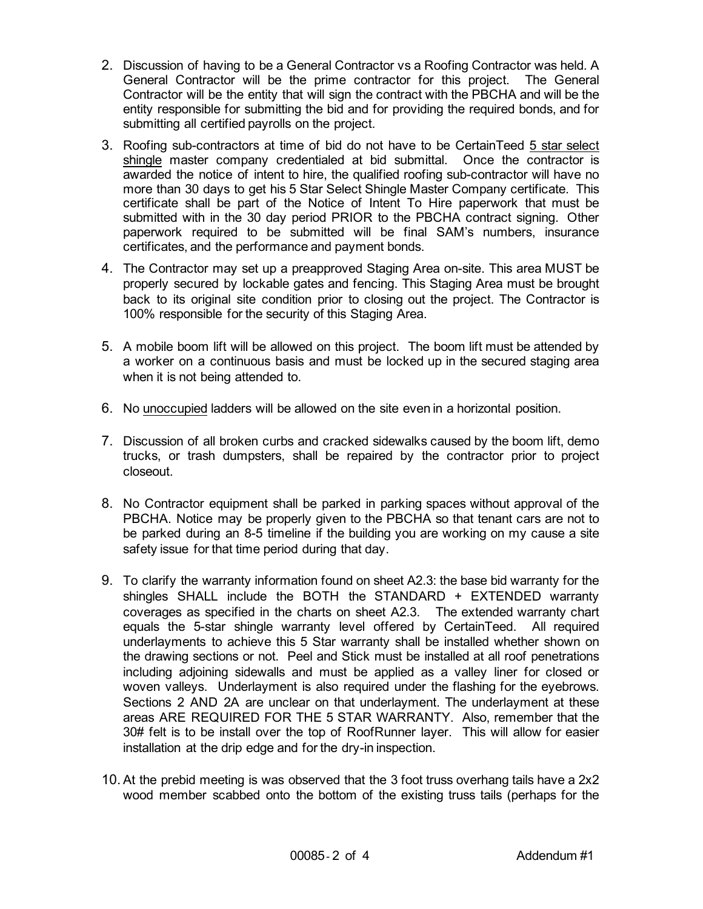2. Discussion of having to be a General Contractor vs a Roofing Contractor was held. A General Contractor will be the prime contractor for this project. The General Contractor will be the entity that will sign the contract with the PBCHA and will be the entity responsible for submitting the bid and for providing the required bonds, and for submitting all certified payrolls on the project.

3. Roofing sub-contractors at time of bid do not have to be CertainTeed 5 star select shingle master company credentialed at bid submittal. Once the contractor is awarded the notice of intent to hire, the qualified roofing sub-contractor will have no more than 30 days to get his 5 Star Select Shingle Master Company certificate. This certificate shall be part of the Notice of Intent To Hire paperwork that must be submitted with in the 30 day period PRIOR to the PBCHA contract signing. Other paperwork required to be submitted will be final SAM's numbers, insurance certificates, and the performance and payment bonds.

4. The Contractor may set up a preapproved Staging Area on-site. This area MUST be properly secured by lockable gates and fencing. This Staging Area must be brought back to its original site condition prior to closing out the project. The Contractor is 100% responsible for the security of this Staging Area.

5. A mobile boom lift will be allowed on this project. The boom lift must be attended by a worker on a continuous basis and must be locked up in the secured staging area when it is not being attended to.

6. No unoccupied ladders will be allowed on the site even in a horizontal position.

7. Discussion of all broken curbs and cracked sidewalks caused by the boom lift, demo trucks, or trash dumpsters, shall be repaired by the contractor prior to project closeout.

8. No Contractor equipment shall be parked in parking spaces without approval of the PBCHA. Notice may be properly given to the PBCHA so that tenant cars are not to be parked during an 8-5 timeline if the building you are working on my cause a site safety issue for that time period during that day.

9. To clarify the warranty information found on sheet A2.3: the base bid warranty for the shingles SHALL include the BOTH the STANDARD + EXTENDED warranty coverages as specified in the charts on sheet A2.3. The extended warranty chart equals the 5-star shingle warranty level offered by CertainTeed. All required underlayments to achieve this 5 Star warranty shall be installed whether shown on the drawing sections or not. Peel and Stick must be installed at all roof penetrations including adjoining sidewalls and must be applied as a valley liner for closed or woven valleys. Underlayment is also required under the flashing for the eyebrows. Sections 2 AND 2A are unclear on that underlayment. The underlayment at these areas ARE REQUIRED FOR THE 5 STAR WARRANTY. Also, remember that the 30# felt is to be install over the top of RoofRunner layer. This will allow for easier installation at the drip edge and for the dry-in inspection.

10. At the prebid meeting is was observed that the 3 foot truss overhang tails have a 2x2 wood member scabbed onto the bottom of the existing truss tails (perhaps for the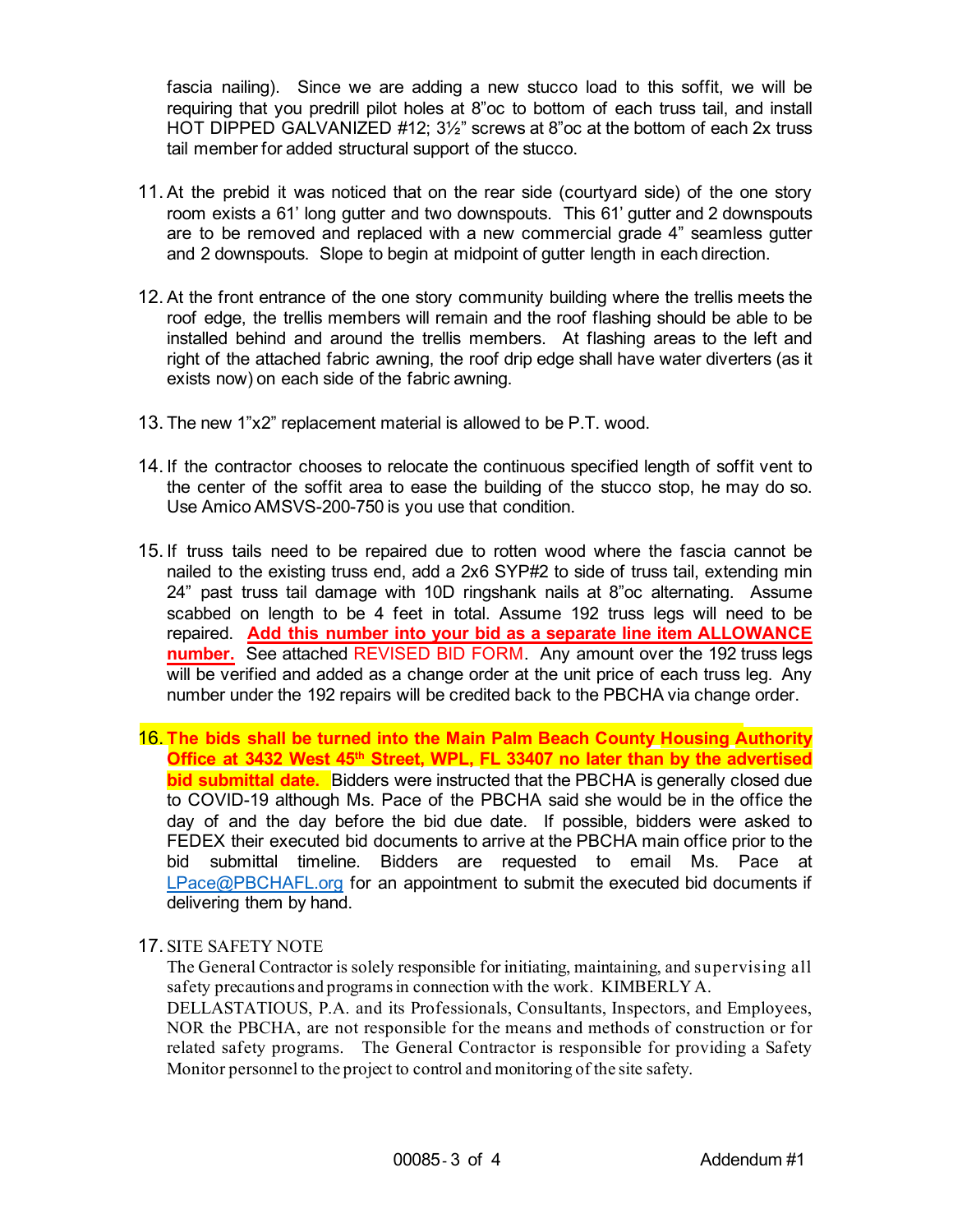fascia nailing). Since we are adding a new stucco load to this soffit, we will be requiring that you predrill pilot holes at 8"oc to bottom of each truss tail, and install HOT DIPPED GALVANIZED #12; 3½" screws at 8"oc at the bottom of each 2x truss tail member for added structural support of the stucco.

11. At the prebid it was noticed that on the rear side (courtyard side) of the one story room exists a 61' long gutter and two downspouts. This 61' gutter and 2 downspouts are to be removed and replaced with a new commercial grade 4" seamless gutter and 2 downspouts. Slope to begin at midpoint of gutter length in each direction.

12. At the front entrance of the one story community building where the trellis meets the roof edge, the trellis members will remain and the roof flashing should be able to be installed behind and around the trellis members. At flashing areas to the left and right of the attached fabric awning, the roof drip edge shall have water diverters (as it exists now) on each side of the fabric awning.

13. The new 1"x2" replacement material is allowed to be P.T. wood.

14. If the contractor chooses to relocate the continuous specified length of soffit vent to the center of the soffit area to ease the building of the stucco stop, he may do so. Use Amico AMSVS-200-750 is you use that condition.

15. If truss tails need to be repaired due to rotten wood where the fascia cannot be nailed to the existing truss end, add a 2x6 SYP#2 to side of truss tail, extending min 24" past truss tail damage with 10D ringshank nails at 8"oc alternating. Assume scabbed on length to be 4 feet in total. Assume 192 truss legs will need to be repaired. **Add this number into your bid as a separate line item ALLOWANCE number.** See attached REVISED BID FORM. Any amount over the 192 truss legs will be verified and added as a change order at the unit price of each truss leg. Any number under the 192 repairs will be credited back to the PBCHA via change order.

16. **The bids shall be turned into the Main Palm Beach County Housing Authority Office at 3432 West 45th Street, WPL, FL 33407 no later than by the advertised bid submittal date.** Bidders were instructed that the PBCHA is generally closed due to COVID-19 although Ms. Pace of the PBCHA said she would be in the office the day of and the day before the bid due date. If possible, bidders were asked to FEDEX their executed bid documents to arrive at the PBCHA main office prior to the bid submittal timeline. Bidders are requested to email Ms. Pace at LPace@PBCHAFL.org for an appointment to submit the executed bid documents if delivering them by hand.

17. SITE SAFETY NOTE
    The General Contractor is solely responsible for initiating, maintaining, and supervising all safety precautions and programs in connection with the work. KIMBERLY A. DELLASTATIOUS, P.A. and its Professionals, Consultants, Inspectors, and Employees, NOR the PBCHA, are not responsible for the means and methods of construction or for related safety programs. The General Contractor is responsible for providing a Safety Monitor personnel to the project to control and monitoring of the site safety.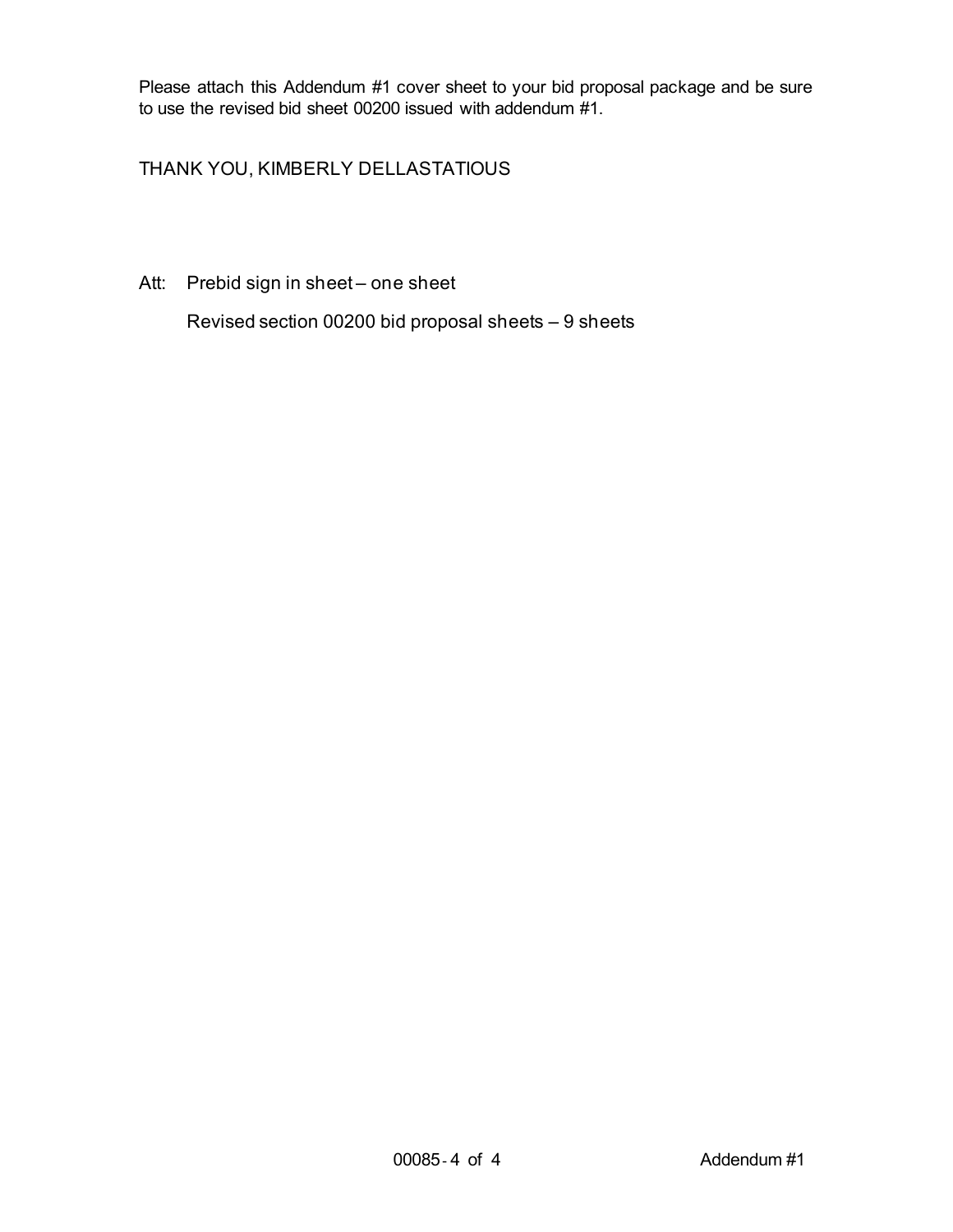Please attach this Addendum #1 cover sheet to your bid proposal package and be sure to use the revised bid sheet 00200 issued with addendum #1.

THANK YOU, KIMBERLY DELLASTATIOUS

Att: Prebid sign in sheet – one sheet

Revised section 00200 bid proposal sheets – 9 sheets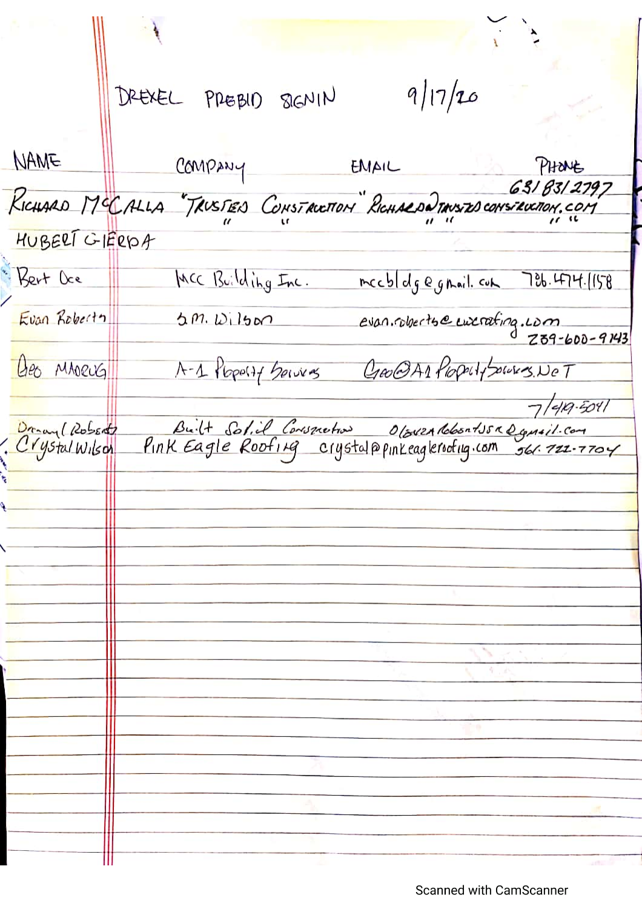DREXEL PREBID SIGNIN 9/17/20

| NAME | COMPANY | EMAIL | PHONE |
| --- | --- | --- | --- |
| RICHARD McCALLA | "TRUSTED CONSTRUCTION" | RICHARD@TRUSTEDCONSTRUCTION.COM | 631 831 2797 |
| HUBERT GIERDA | " " | " " | " " |
| Bert Oce | MCC Building Inc. | mccbldg@gmail.com | 786.474.1158 |
| Evan Roberts | S.M. Wilson | evan.roberts@cwcroofing.com | 239-600-9143 |
| Geo MADRUG | A-1 Property Services | Geo@A1PropertyServices.NeT | 7/419-5041 |
| Dranyl Roberts | Built Solid Construction | OlsuzaRobertsJSR@gmail.com | |
| Crystal Wilson | Pink Eagle Roofing | crystal@pinkeagleroofing.com | 561-722-7704 |

Scanned with CamScanner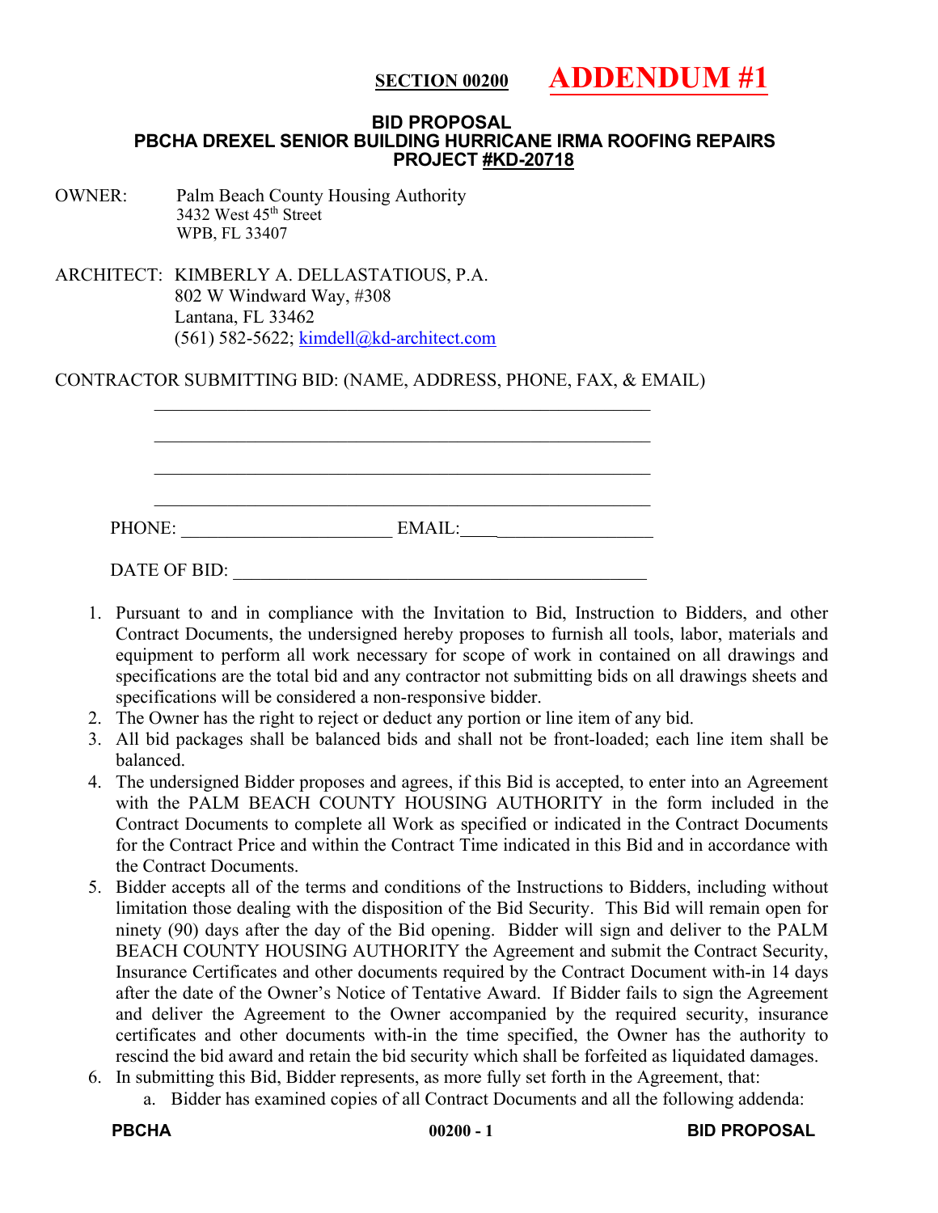**SECTION 00200** **ADDENDUM #1**

## BID PROPOSAL
## PBCHA DREXEL SENIOR BUILDING HURRICANE IRMA ROOFING REPAIRS
## PROJECT #KD-20718

OWNER: Palm Beach County Housing Authority
3432 West 45th Street
WPB, FL 33407

ARCHITECT: KIMBERLY A. DELLASTATIOUS, P.A.
802 W Windward Way, #308
Lantana, FL 33462
(561) 582-5622; kimdell@kd-architect.com

CONTRACTOR SUBMITTING BID: (NAME, ADDRESS, PHONE, FAX, & EMAIL)

\_\_\_\_\_\_\_\_\_\_\_\_\_\_\_\_\_\_\_\_\_\_\_\_\_\_\_\_\_\_\_\_\_\_\_\_\_\_\_\_\_\_\_\_\_\_\_\_\_\_\_\_

\_\_\_\_\_\_\_\_\_\_\_\_\_\_\_\_\_\_\_\_\_\_\_\_\_\_\_\_\_\_\_\_\_\_\_\_\_\_\_\_\_\_\_\_\_\_\_\_\_\_\_\_

\_\_\_\_\_\_\_\_\_\_\_\_\_\_\_\_\_\_\_\_\_\_\_\_\_\_\_\_\_\_\_\_\_\_\_\_\_\_\_\_\_\_\_\_\_\_\_\_\_\_\_\_

\_\_\_\_\_\_\_\_\_\_\_\_\_\_\_\_\_\_\_\_\_\_\_\_\_\_\_\_\_\_\_\_\_\_\_\_\_\_\_\_\_\_\_\_\_\_\_\_\_\_\_\_

PHONE: \_\_\_\_\_\_\_\_\_\_\_\_\_\_\_\_\_\_\_\_\_\_ EMAIL: \_\_\_\_\_\_\_\_\_\_\_\_\_\_\_\_\_\_\_\_\_\_

DATE OF BID: \_\_\_\_\_\_\_\_\_\_\_\_\_\_\_\_\_\_\_\_\_\_\_\_\_\_\_\_\_\_\_\_\_\_\_\_\_\_\_\_\_\_\_\_

1. Pursuant to and in compliance with the Invitation to Bid, Instruction to Bidders, and other Contract Documents, the undersigned hereby proposes to furnish all tools, labor, materials and equipment to perform all work necessary for scope of work in contained on all drawings and specifications are the total bid and any contractor not submitting bids on all drawings sheets and specifications will be considered a non-responsive bidder.
2. The Owner has the right to reject or deduct any portion or line item of any bid.
3. All bid packages shall be balanced bids and shall not be front-loaded; each line item shall be balanced.
4. The undersigned Bidder proposes and agrees, if this Bid is accepted, to enter into an Agreement with the PALM BEACH COUNTY HOUSING AUTHORITY in the form included in the Contract Documents to complete all Work as specified or indicated in the Contract Documents for the Contract Price and within the Contract Time indicated in this Bid and in accordance with the Contract Documents.
5. Bidder accepts all of the terms and conditions of the Instructions to Bidders, including without limitation those dealing with the disposition of the Bid Security. This Bid will remain open for ninety (90) days after the day of the Bid opening. Bidder will sign and deliver to the PALM BEACH COUNTY HOUSING AUTHORITY the Agreement and submit the Contract Security, Insurance Certificates and other documents required by the Contract Document with-in 14 days after the date of the Owner's Notice of Tentative Award. If Bidder fails to sign the Agreement and deliver the Agreement to the Owner accompanied by the required security, insurance certificates and other documents with-in the time specified, the Owner has the authority to rescind the bid award and retain the bid security which shall be forfeited as liquidated damages.
6. In submitting this Bid, Bidder represents, as more fully set forth in the Agreement, that:
   a. Bidder has examined copies of all Contract Documents and all the following addenda: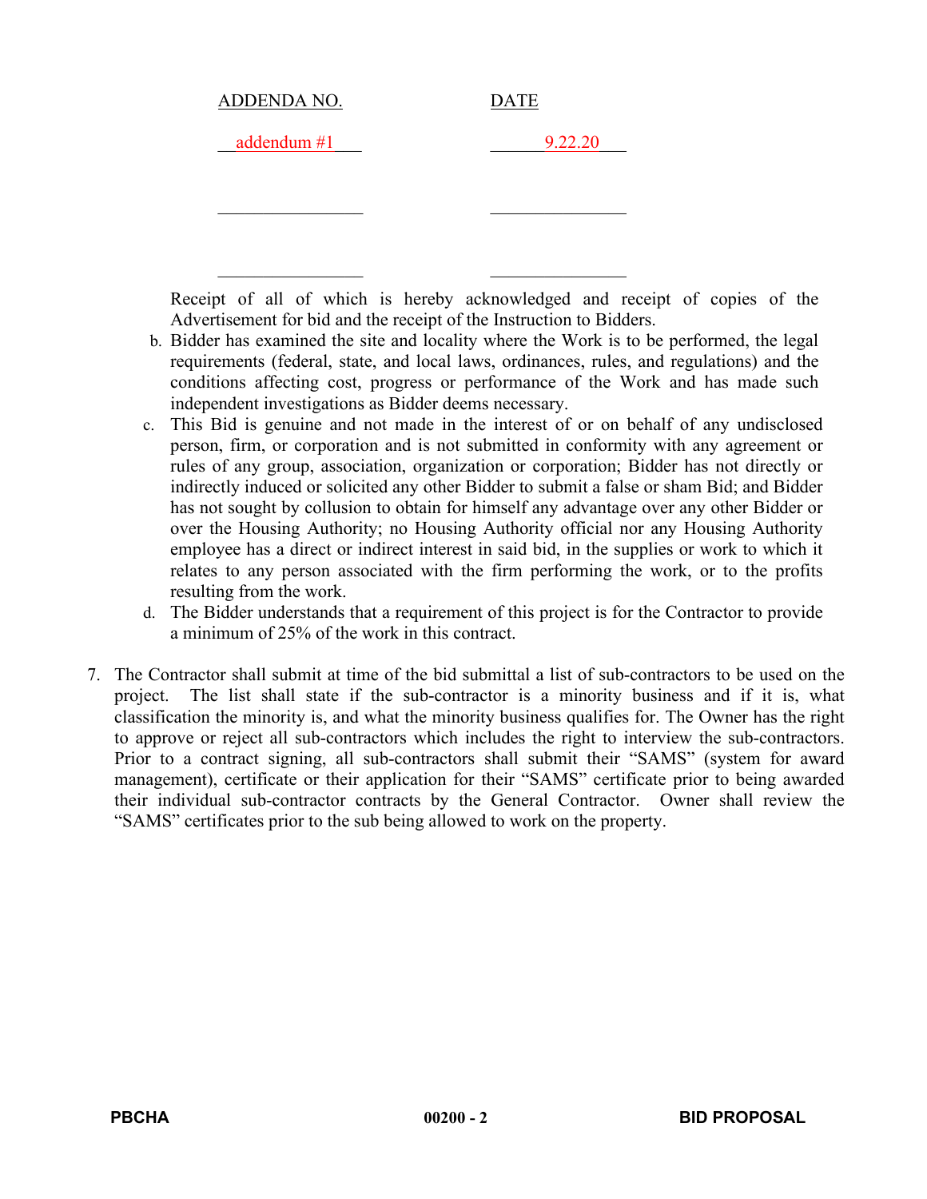| ADDENDA NO. | DATE |
|---|---|
| addendum #1 | 9.22.20 |
| | |
| | |

Receipt of all of which is hereby acknowledged and receipt of copies of the Advertisement for bid and the receipt of the Instruction to Bidders.

b. Bidder has examined the site and locality where the Work is to be performed, the legal requirements (federal, state, and local laws, ordinances, rules, and regulations) and the conditions affecting cost, progress or performance of the Work and has made such independent investigations as Bidder deems necessary.

c. This Bid is genuine and not made in the interest of or on behalf of any undisclosed person, firm, or corporation and is not submitted in conformity with any agreement or rules of any group, association, organization or corporation; Bidder has not directly or indirectly induced or solicited any other Bidder to submit a false or sham Bid; and Bidder has not sought by collusion to obtain for himself any advantage over any other Bidder or over the Housing Authority; no Housing Authority official nor any Housing Authority employee has a direct or indirect interest in said bid, in the supplies or work to which it relates to any person associated with the firm performing the work, or to the profits resulting from the work.

d. The Bidder understands that a requirement of this project is for the Contractor to provide a minimum of 25% of the work in this contract.

7. The Contractor shall submit at time of the bid submittal a list of sub-contractors to be used on the project. The list shall state if the sub-contractor is a minority business and if it is, what classification the minority is, and what the minority business qualifies for. The Owner has the right to approve or reject all sub-contractors which includes the right to interview the sub-contractors. Prior to a contract signing, all sub-contractors shall submit their "SAMS" (system for award management), certificate or their application for their "SAMS" certificate prior to being awarded their individual sub-contractor contracts by the General Contractor. Owner shall review the "SAMS" certificates prior to the sub being allowed to work on the property.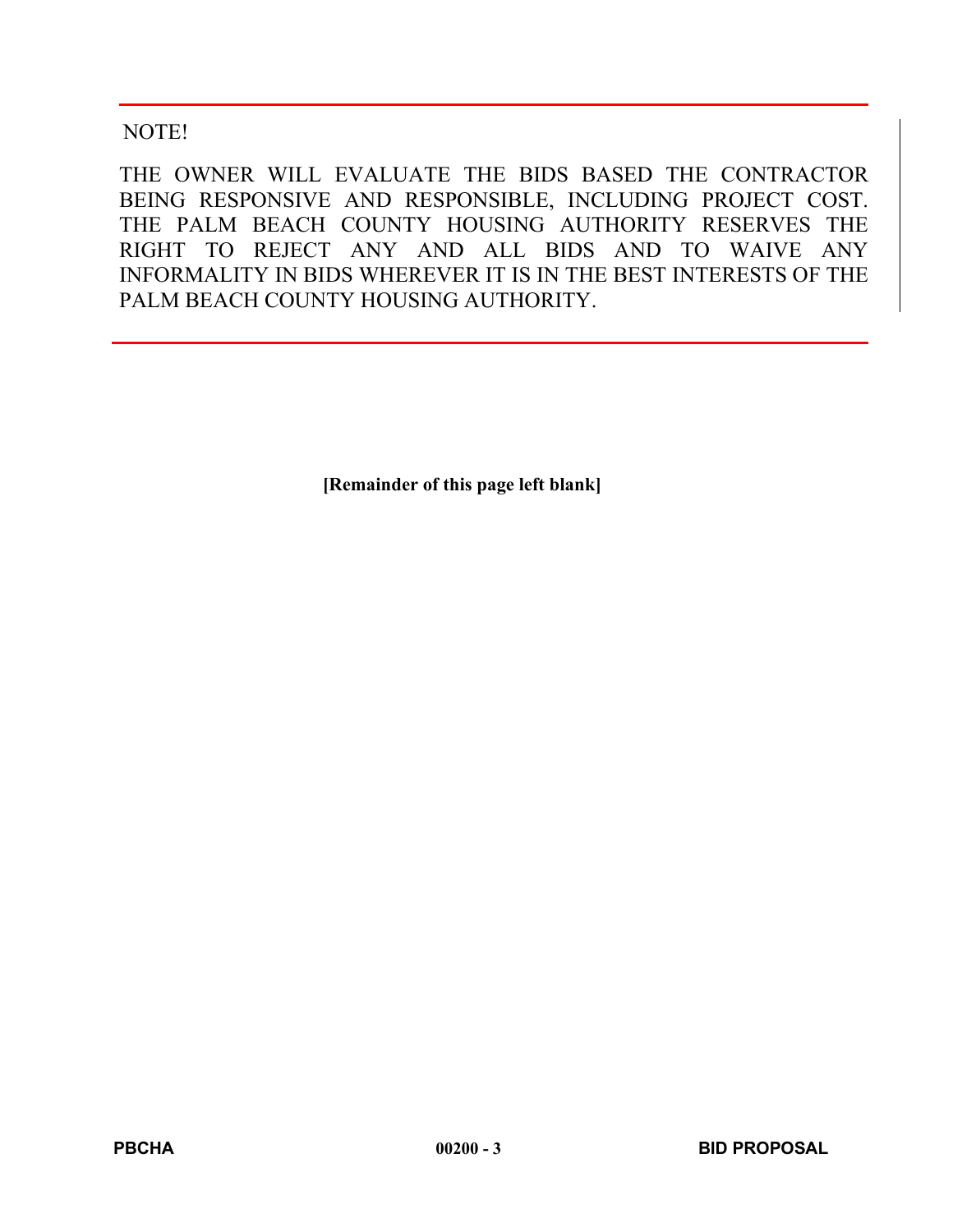NOTE!

THE OWNER WILL EVALUATE THE BIDS BASED THE CONTRACTOR BEING RESPONSIVE AND RESPONSIBLE, INCLUDING PROJECT COST. THE PALM BEACH COUNTY HOUSING AUTHORITY RESERVES THE RIGHT TO REJECT ANY AND ALL BIDS AND TO WAIVE ANY INFORMALITY IN BIDS WHEREVER IT IS IN THE BEST INTERESTS OF THE PALM BEACH COUNTY HOUSING AUTHORITY.

---

**[Remainder of this page left blank]**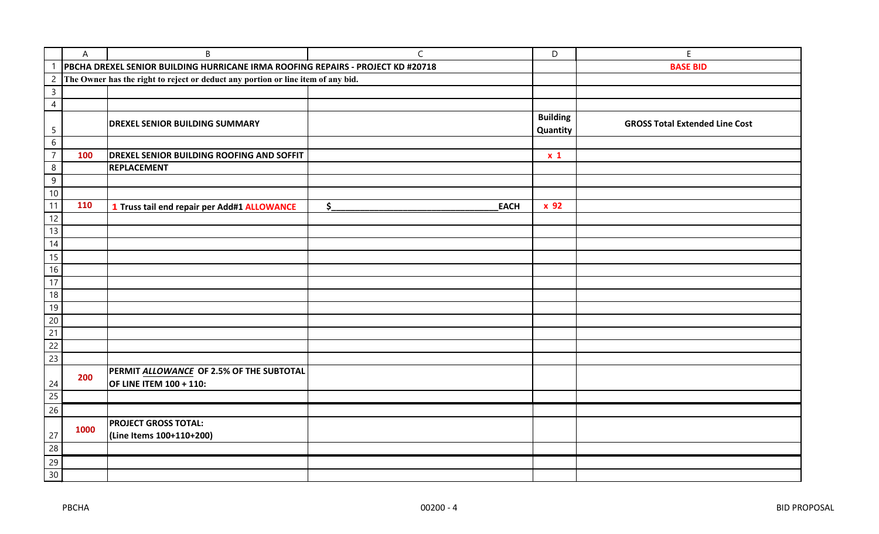| A | B | C | D | E |
|---|---|---|---|---|
| **PBCHA DREXEL SENIOR BUILDING HURRICANE IRMA ROOFING REPAIRS - PROJECT KD #20718** | | | | **BASE BID** |
| **The Owner has the right to reject or deduct any portion or line item of any bid.** | | | | |
| | | | | |
| | | | | |
| | **DREXEL SENIOR BUILDING SUMMARY** | | **Building Quantity** | **GROSS Total Extended Line Cost** |
| | | | | |
| **100** | **DREXEL SENIOR BUILDING ROOFING AND SOFFIT** | | **x 1** | |
| | **REPLACEMENT** | | | |
| | | | | |
| | | | | |
| **110** | **1 Truss tail end repair per Add#1 ALLOWANCE** | **$\_\_\_\_\_\_\_\_\_\_\_\_\_\_\_\_\_\_\_\_\_\_\_\_\_\_\_\_\_\_\_\_\_\_\_\_EACH** | **x 92** | |
| | | | | |
| | | | | |
| | | | | |
| | | | | |
| | | | | |
| | | | | |
| | | | | |
| | | | | |
| | | | | |
| | | | | |
| | | | | |
| | | | | |
| **200** | **PERMIT *ALLOWANCE* OF 2.5% OF THE SUBTOTAL OF LINE ITEM 100 + 110:** | | | |
| | | | | |
| | | | | |
| **1000** | **PROJECT GROSS TOTAL: (Line Items 100+110+200)** | | | |
| | | | | |
| | | | | |
| | | | | |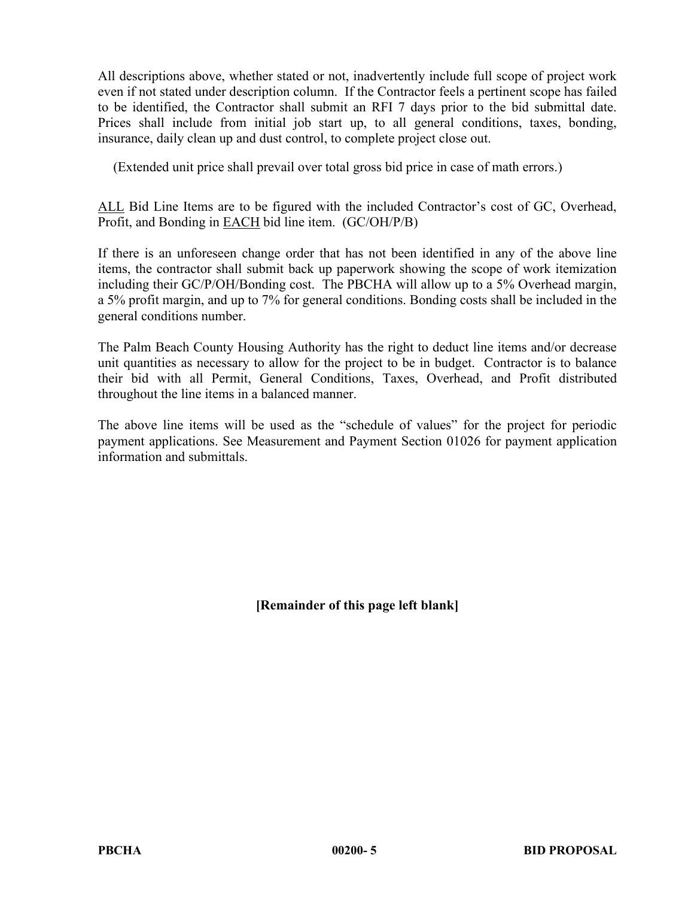All descriptions above, whether stated or not, inadvertently include full scope of project work even if not stated under description column. If the Contractor feels a pertinent scope has failed to be identified, the Contractor shall submit an RFI 7 days prior to the bid submittal date. Prices shall include from initial job start up, to all general conditions, taxes, bonding, insurance, daily clean up and dust control, to complete project close out.

(Extended unit price shall prevail over total gross bid price in case of math errors.)

<u>ALL</u> Bid Line Items are to be figured with the included Contractor's cost of GC, Overhead, Profit, and Bonding in <u>EACH</u> bid line item. (GC/OH/P/B)

If there is an unforeseen change order that has not been identified in any of the above line items, the contractor shall submit back up paperwork showing the scope of work itemization including their GC/P/OH/Bonding cost. The PBCHA will allow up to a 5% Overhead margin, a 5% profit margin, and up to 7% for general conditions. Bonding costs shall be included in the general conditions number.

The Palm Beach County Housing Authority has the right to deduct line items and/or decrease unit quantities as necessary to allow for the project to be in budget. Contractor is to balance their bid with all Permit, General Conditions, Taxes, Overhead, and Profit distributed throughout the line items in a balanced manner.

The above line items will be used as the "schedule of values" for the project for periodic payment applications. See Measurement and Payment Section 01026 for payment application information and submittals.

**[Remainder of this page left blank]**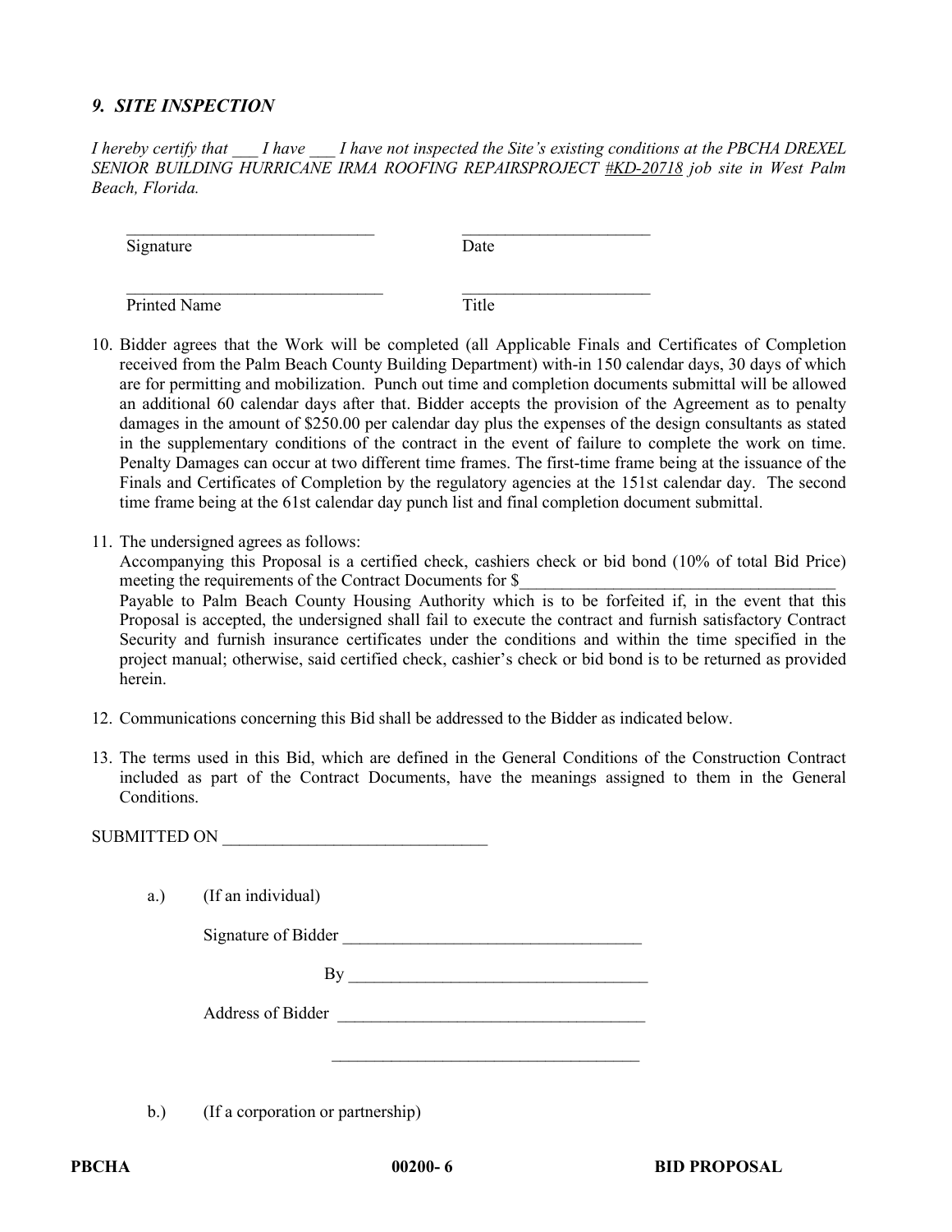### *9. SITE INSPECTION*

*I hereby certify that ___ I have ___ I have not inspected the Site's existing conditions at the PBCHA DREXEL SENIOR BUILDING HURRICANE IRMA ROOFING REPAIRSPROJECT #KD-20718 job site in West Palm Beach, Florida.*

______________________________ ______________________

Signature Date

______________________________ ______________________

Printed Name Title

10. Bidder agrees that the Work will be completed (all Applicable Finals and Certificates of Completion received from the Palm Beach County Building Department) with-in 150 calendar days, 30 days of which are for permitting and mobilization. Punch out time and completion documents submittal will be allowed an additional 60 calendar days after that. Bidder accepts the provision of the Agreement as to penalty damages in the amount of $250.00 per calendar day plus the expenses of the design consultants as stated in the supplementary conditions of the contract in the event of failure to complete the work on time. Penalty Damages can occur at two different time frames. The first-time frame being at the issuance of the Finals and Certificates of Completion by the regulatory agencies at the 151st calendar day. The second time frame being at the 61st calendar day punch list and final completion document submittal.

11. The undersigned agrees as follows:
    Accompanying this Proposal is a certified check, cashiers check or bid bond (10% of total Bid Price) meeting the requirements of the Contract Documents for $______________________________________
    Payable to Palm Beach County Housing Authority which is to be forfeited if, in the event that this Proposal is accepted, the undersigned shall fail to execute the contract and furnish satisfactory Contract Security and furnish insurance certificates under the conditions and within the time specified in the project manual; otherwise, said certified check, cashier's check or bid bond is to be returned as provided herein.

12. Communications concerning this Bid shall be addressed to the Bidder as indicated below.

13. The terms used in this Bid, which are defined in the General Conditions of the Construction Contract included as part of the Contract Documents, have the meanings assigned to them in the General Conditions.

SUBMITTED ON _______________________________

a.) (If an individual)

Signature of Bidder ___________________________________

By ___________________________________

Address of Bidder ___________________________________

___________________________________

b.) (If a corporation or partnership)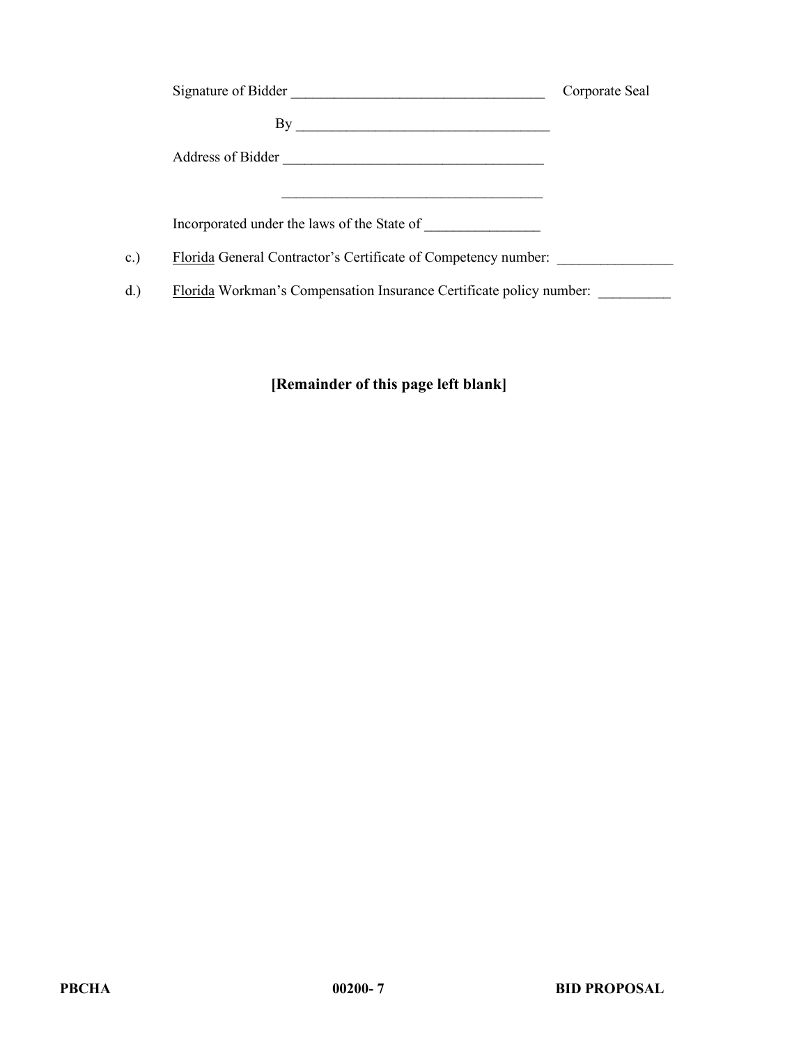Signature of Bidder ____________________________________ Corporate Seal

By ____________________________________

Address of Bidder ____________________________________

____________________________________

Incorporated under the laws of the State of ________________

c.) Florida General Contractor's Certificate of Competency number: ________________

d.) Florida Workman's Compensation Insurance Certificate policy number: __________

**[Remainder of this page left blank]**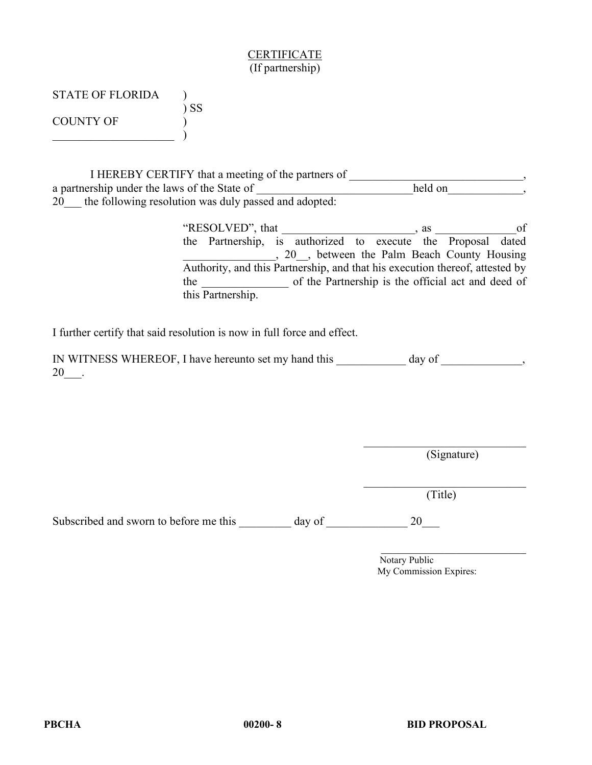<u>CERTIFICATE</u>
(If partnership)

STATE OF FLORIDA )
) SS
COUNTY OF )
_____________________ )

I HEREBY CERTIFY that a meeting of the partners of ______________________________, a partnership under the laws of the State of ___________________________held on_____________, 20___ the following resolution was duly passed and adopted:

> "RESOLVED", that _______________________, as ______________of the Partnership, is authorized to execute the Proposal dated ________________, 20__, between the Palm Beach County Housing Authority, and this Partnership, and that his execution thereof, attested by the _______________ of the Partnership is the official act and deed of this Partnership.

I further certify that said resolution is now in full force and effect.

IN WITNESS WHEREOF, I have hereunto set my hand this ____________ day of ______________, 20___.

_____________________________
(Signature)

_____________________________
(Title)

Subscribed and sworn to before me this _________ day of ______________ 20___

_____________________________
Notary Public
My Commission Expires: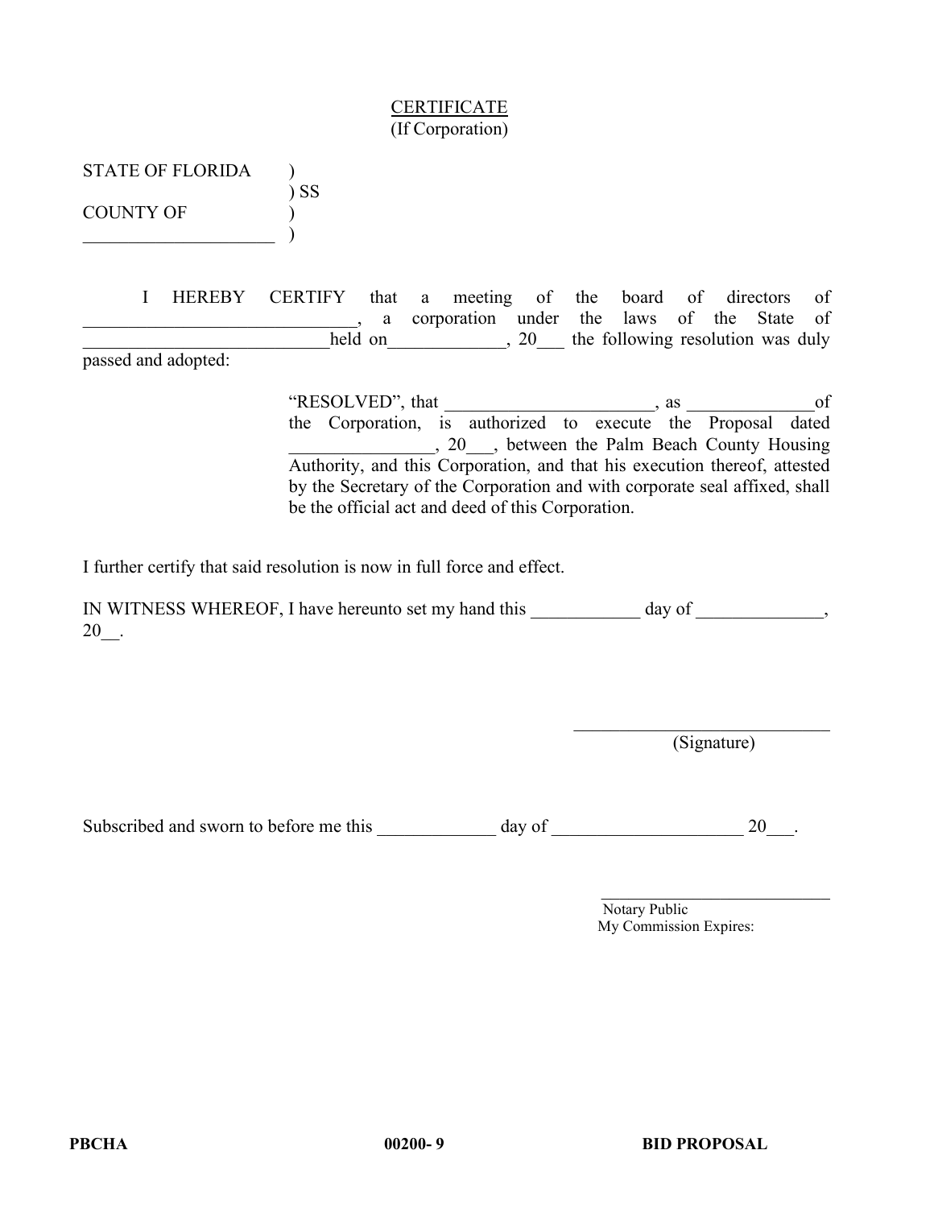<u>CERTIFICATE</u>
(If Corporation)

STATE OF FLORIDA )
) SS
COUNTY OF )
_____________________ )

I HEREBY CERTIFY that a meeting of the board of directors of ______________________________, a corporation under the laws of the State of ___________________________held on_____________, 20___ the following resolution was duly passed and adopted:

> "RESOLVED", that _______________________, as ______________of the Corporation, is authorized to execute the Proposal dated ________________, 20___, between the Palm Beach County Housing Authority, and this Corporation, and that his execution thereof, attested by the Secretary of the Corporation and with corporate seal affixed, shall be the official act and deed of this Corporation.

I further certify that said resolution is now in full force and effect.

IN WITNESS WHEREOF, I have hereunto set my hand this ____________ day of ______________, 20__.

_____________________________
(Signature)

Subscribed and sworn to before me this _____________ day of _____________________ 20___.

___________________________
Notary Public
My Commission Expires: